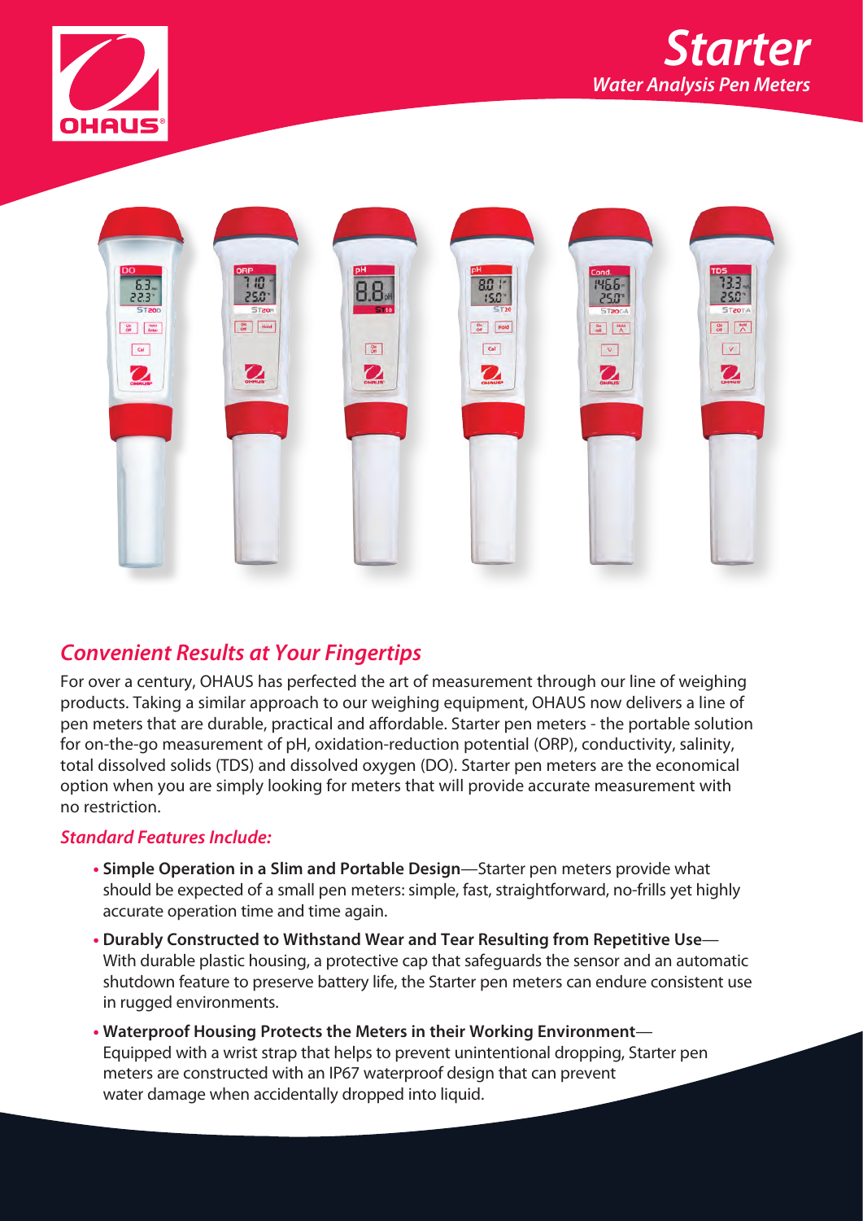# Starter

## Water Analysis Pen Meters

## Convenient Results at Your Fingertips

For over a century, OHAUS has perfected the art of measurement through our line of weighing products. Taking a similar approach to our weighing equipment, OHAUS now delivers a line of pen meters that are durable, practical and affordable. Starter pen meters - the portable solution for on-the-go measurement of pH, oxidation-reduction potential (ORP), conductivity, salinity, total dissolved solids (TDS) and dissolved oxygen (DO). Starter pen meters are the economical option when you are simply looking for meters that will provide accurate measurement with no restriction.

### *Standard Features Include:*

- **Simple Operation in a Slim and Portable Design**—Starter pen meters provide what should be expected of a small pen meters: simple, fast, straightforward, no-frills yet highly accurate operation time and time again.
- **Durably Constructed to Withstand Wear and Tear Resulting from Repetitive Use**—With durable plastic housing, a protective cap that safeguards the sensor and an automatic shutdown feature to preserve battery life, the Starter pen meters can endure consistent use in rugged environments.
- **Waterproof Housing Protects the Meters in their Working Environment**—Equipped with a wrist strap that helps to prevent unintentional dropping, Starter pen meters are constructed with an IP67 waterproof design that can prevent water damage when accidentally dropped into liquid.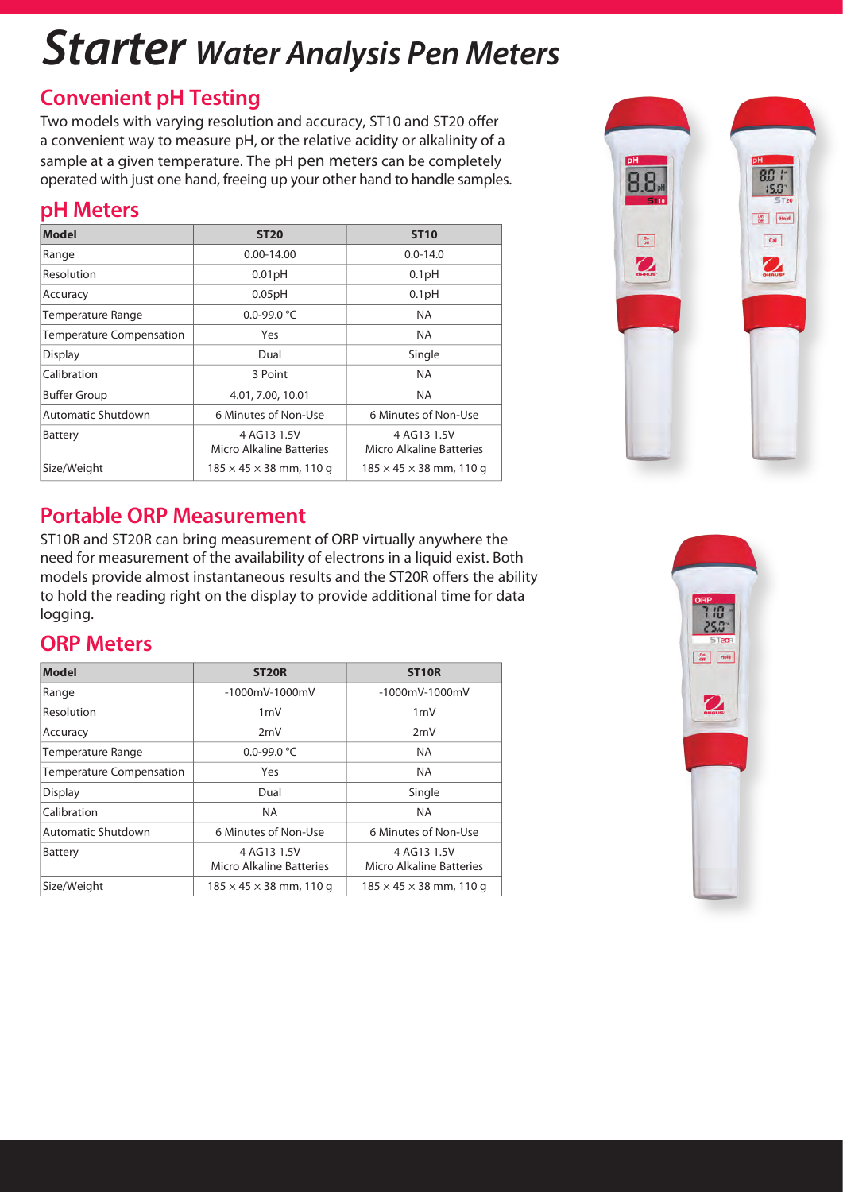# *Starter* Water Analysis Pen Meters

## Convenient pH Testing

Two models with varying resolution and accuracy, ST10 and ST20 offer a convenient way to measure pH, or the relative acidity or alkalinity of a sample at a given temperature. The pH pen meters can be completely operated with just one hand, freeing up your other hand to handle samples.

## pH Meters

| Model | ST20 | ST10 |
|---|---|---|
| Range | 0.00-14.00 | 0.0-14.0 |
| Resolution | 0.01pH | 0.1pH |
| Accuracy | 0.05pH | 0.1pH |
| Temperature Range | 0.0-99.0 °C | NA |
| Temperature Compensation | Yes | NA |
| Display | Dual | Single |
| Calibration | 3 Point | NA |
| Buffer Group | 4.01, 7.00, 10.01 | NA |
| Automatic Shutdown | 6 Minutes of Non-Use | 6 Minutes of Non-Use |
| Battery | 4 AG13 1.5V Micro Alkaline Batteries | 4 AG13 1.5V Micro Alkaline Batteries |
| Size/Weight | 185 × 45 × 38 mm, 110 g | 185 × 45 × 38 mm, 110 g |

## Portable ORP Measurement

ST10R and ST20R can bring measurement of ORP virtually anywhere the need for measurement of the availability of electrons in a liquid exist. Both models provide almost instantaneous results and the ST20R offers the ability to hold the reading right on the display to provide additional time for data logging.

## ORP Meters

| Model | ST20R | ST10R |
|---|---|---|
| Range | -1000mV-1000mV | -1000mV-1000mV |
| Resolution | 1mV | 1mV |
| Accuracy | 2mV | 2mV |
| Temperature Range | 0.0-99.0 °C | NA |
| Temperature Compensation | Yes | NA |
| Display | Dual | Single |
| Calibration | NA | NA |
| Automatic Shutdown | 6 Minutes of Non-Use | 6 Minutes of Non-Use |
| Battery | 4 AG13 1.5V Micro Alkaline Batteries | 4 AG13 1.5V Micro Alkaline Batteries |
| Size/Weight | 185 × 45 × 38 mm, 110 g | 185 × 45 × 38 mm, 110 g |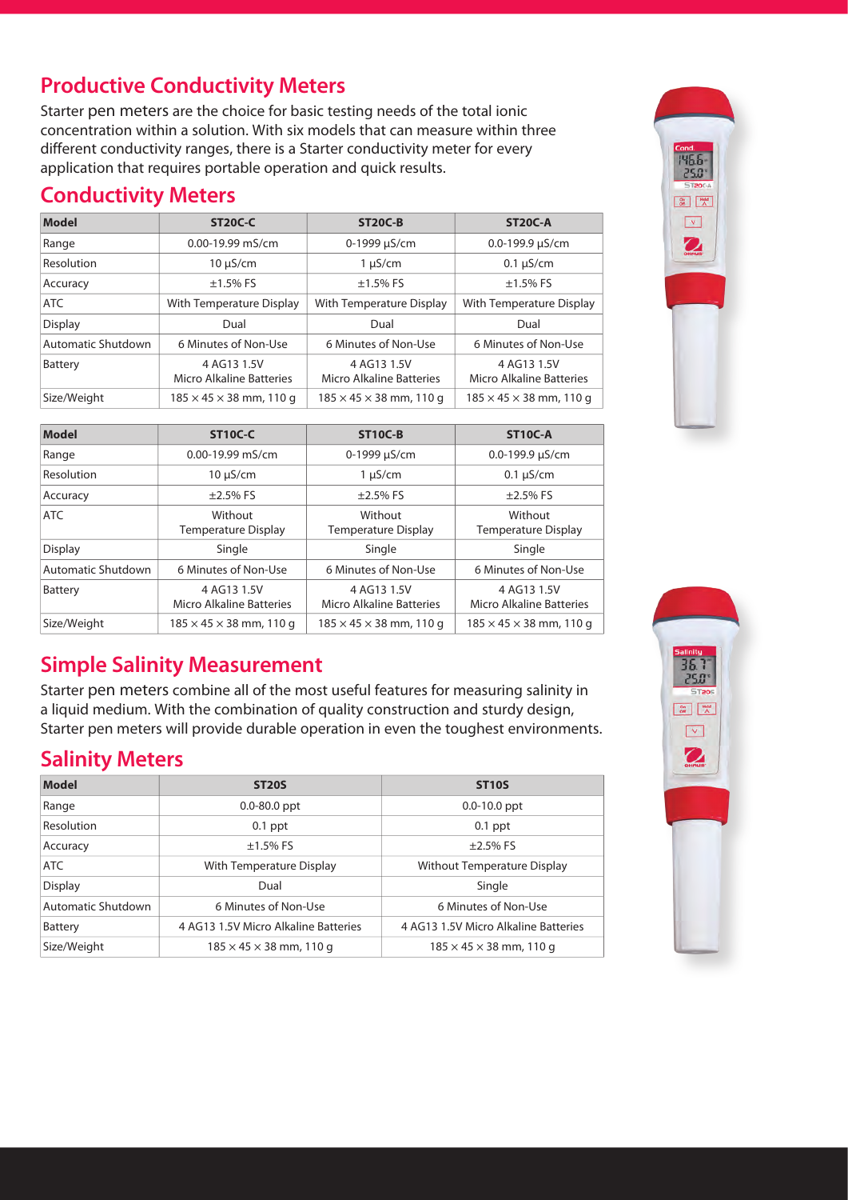## Productive Conductivity Meters

Starter pen meters are the choice for basic testing needs of the total ionic concentration within a solution. With six models that can measure within three different conductivity ranges, there is a Starter conductivity meter for every application that requires portable operation and quick results.

## Conductivity Meters

| Model | ST20C-C | ST20C-B | ST20C-A |
|---|---|---|---|
| Range | 0.00-19.99 mS/cm | 0-1999 µS/cm | 0.0-199.9 µS/cm |
| Resolution | 10 µS/cm | 1 µS/cm | 0.1 µS/cm |
| Accuracy | ±1.5% FS | ±1.5% FS | ±1.5% FS |
| ATC | With Temperature Display | With Temperature Display | With Temperature Display |
| Display | Dual | Dual | Dual |
| Automatic Shutdown | 6 Minutes of Non-Use | 6 Minutes of Non-Use | 6 Minutes of Non-Use |
| Battery | 4 AG13 1.5V Micro Alkaline Batteries | 4 AG13 1.5V Micro Alkaline Batteries | 4 AG13 1.5V Micro Alkaline Batteries |
| Size/Weight | 185 × 45 × 38 mm, 110 g | 185 × 45 × 38 mm, 110 g | 185 × 45 × 38 mm, 110 g |

| Model | ST10C-C | ST10C-B | ST10C-A |
|---|---|---|---|
| Range | 0.00-19.99 mS/cm | 0-1999 µS/cm | 0.0-199.9 µS/cm |
| Resolution | 10 µS/cm | 1 µS/cm | 0.1 µS/cm |
| Accuracy | ±2.5% FS | ±2.5% FS | ±2.5% FS |
| ATC | Without Temperature Display | Without Temperature Display | Without Temperature Display |
| Display | Single | Single | Single |
| Automatic Shutdown | 6 Minutes of Non-Use | 6 Minutes of Non-Use | 6 Minutes of Non-Use |
| Battery | 4 AG13 1.5V Micro Alkaline Batteries | 4 AG13 1.5V Micro Alkaline Batteries | 4 AG13 1.5V Micro Alkaline Batteries |
| Size/Weight | 185 × 45 × 38 mm, 110 g | 185 × 45 × 38 mm, 110 g | 185 × 45 × 38 mm, 110 g |

## Simple Salinity Measurement

Starter pen meters combine all of the most useful features for measuring salinity in a liquid medium. With the combination of quality construction and sturdy design, Starter pen meters will provide durable operation in even the toughest environments.

## Salinity Meters

| Model | ST20S | ST10S |
|---|---|---|
| Range | 0.0-80.0 ppt | 0.0-10.0 ppt |
| Resolution | 0.1 ppt | 0.1 ppt |
| Accuracy | ±1.5% FS | ±2.5% FS |
| ATC | With Temperature Display | Without Temperature Display |
| Display | Dual | Single |
| Automatic Shutdown | 6 Minutes of Non-Use | 6 Minutes of Non-Use |
| Battery | 4 AG13 1.5V Micro Alkaline Batteries | 4 AG13 1.5V Micro Alkaline Batteries |
| Size/Weight | 185 × 45 × 38 mm, 110 g | 185 × 45 × 38 mm, 110 g |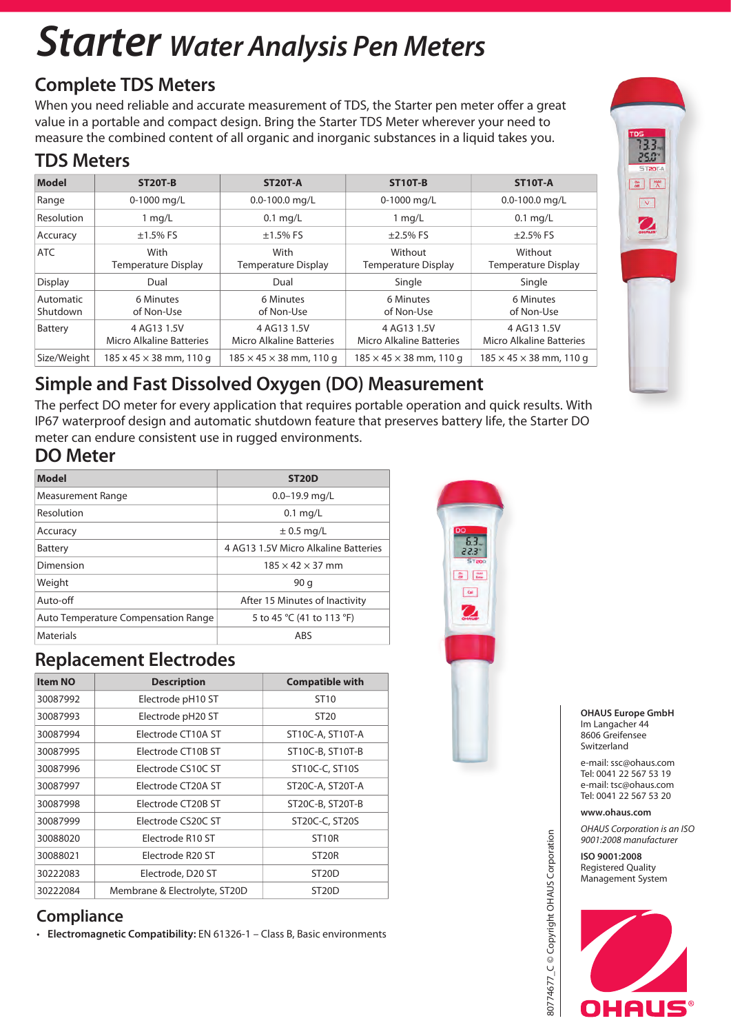# *Starter* *Water Analysis Pen Meters*

## Complete TDS Meters

When you need reliable and accurate measurement of TDS, the Starter pen meter offer a great value in a portable and compact design. Bring the Starter TDS Meter wherever your need to measure the combined content of all organic and inorganic substances in a liquid takes you.

## TDS Meters

| Model | ST20T-B | ST20T-A | ST10T-B | ST10T-A |
|---|---|---|---|---|
| Range | 0-1000 mg/L | 0.0-100.0 mg/L | 0-1000 mg/L | 0.0-100.0 mg/L |
| Resolution | 1 mg/L | 0.1 mg/L | 1 mg/L | 0.1 mg/L |
| Accuracy | ±1.5% FS | ±1.5% FS | ±2.5% FS | ±2.5% FS |
| ATC | With Temperature Display | With Temperature Display | Without Temperature Display | Without Temperature Display |
| Display | Dual | Dual | Single | Single |
| Automatic Shutdown | 6 Minutes of Non-Use | 6 Minutes of Non-Use | 6 Minutes of Non-Use | 6 Minutes of Non-Use |
| Battery | 4 AG13 1.5V Micro Alkaline Batteries | 4 AG13 1.5V Micro Alkaline Batteries | 4 AG13 1.5V Micro Alkaline Batteries | 4 AG13 1.5V Micro Alkaline Batteries |
| Size/Weight | 185 x 45 x 38 mm, 110 g | 185 × 45 × 38 mm, 110 g | 185 × 45 × 38 mm, 110 g | 185 × 45 × 38 mm, 110 g |

## Simple and Fast Dissolved Oxygen (DO) Measurement

The perfect DO meter for every application that requires portable operation and quick results. With IP67 waterproof design and automatic shutdown feature that preserves battery life, the Starter DO meter can endure consistent use in rugged environments.

## DO Meter

| Model | ST20D |
|---|---|
| Measurement Range | 0.0–19.9 mg/L |
| Resolution | 0.1 mg/L |
| Accuracy | ± 0.5 mg/L |
| Battery | 4 AG13 1.5V Micro Alkaline Batteries |
| Dimension | 185 × 42 × 37 mm |
| Weight | 90 g |
| Auto-off | After 15 Minutes of Inactivity |
| Auto Temperature Compensation Range | 5 to 45 °C (41 to 113 °F) |
| Materials | ABS |

## Replacement Electrodes

| Item NO | Description | Compatible with |
|---|---|---|
| 30087992 | Electrode pH10 ST | ST10 |
| 30087993 | Electrode pH20 ST | ST20 |
| 30087994 | Electrode CT10A ST | ST10C-A, ST10T-A |
| 30087995 | Electrode CT10B ST | ST10C-B, ST10T-B |
| 30087996 | Electrode CS10C ST | ST10C-C, ST10S |
| 30087997 | Electrode CT20A ST | ST20C-A, ST20T-A |
| 30087998 | Electrode CT20B ST | ST20C-B, ST20T-B |
| 30087999 | Electrode CS20C ST | ST20C-C, ST20S |
| 30088020 | Electrode R10 ST | ST10R |
| 30088021 | Electrode R20 ST | ST20R |
| 30222083 | Electrode, D20 ST | ST20D |
| 30222084 | Membrane & Electrolyte, ST20D | ST20D |

## Compliance

- **Electromagnetic Compatibility:** EN 61326-1 – Class B, Basic environments

**OHAUS Europe GmbH**
Im Langacher 44
8606 Greifensee
Switzerland

e-mail: ssc@ohaus.com
Tel: 0041 22 567 53 19
e-mail: tsc@ohaus.com
Tel: 0041 22 567 53 20

**www.ohaus.com**

*OHAUS Corporation is an ISO 9001:2008 manufacturer*

**ISO 9001:2008**
Registered Quality Management System

80774677_C © Copyright OHAUS Corporation

OHAUS®